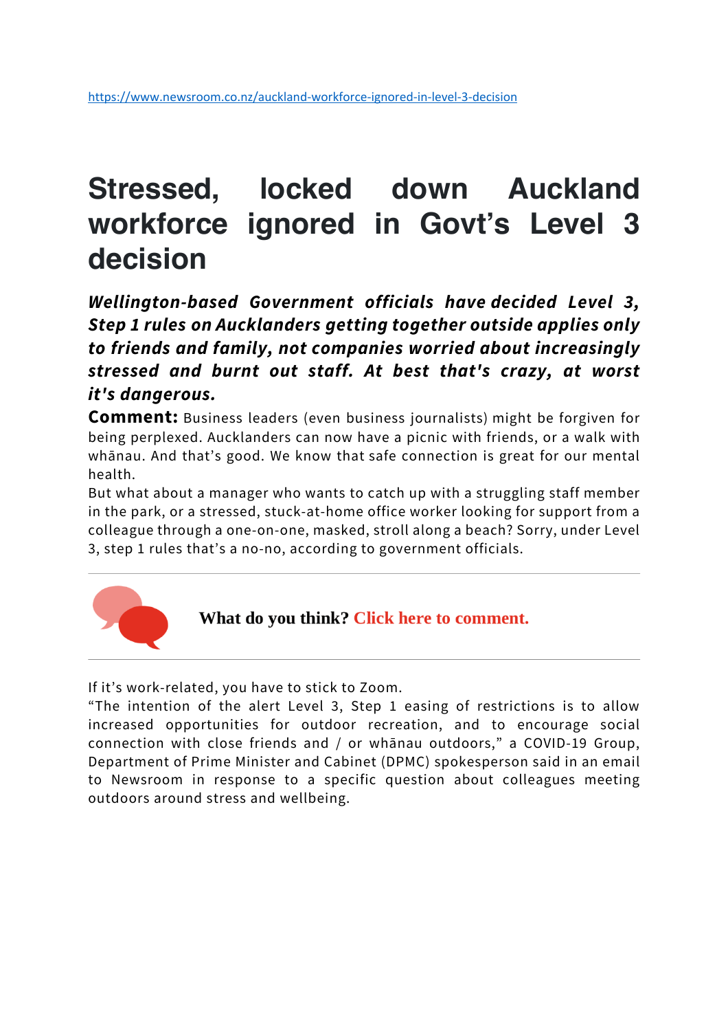https://www.newsroom.co.nz/auckland-workforce-ignored-in-level-3-decision

# Stressed, locked down Auckland workforce ignored in Govt's Level 3 decision

***Wellington-based Government officials have decided Level 3, Step 1 rules on Aucklanders getting together outside applies only to friends and family, not companies worried about increasingly stressed and burnt out staff. At best that's crazy, at worst it's dangerous.***

**Comment:** Business leaders (even business journalists) might be forgiven for being perplexed. Aucklanders can now have a picnic with friends, or a walk with whānau. And that's good. We know that safe connection is great for our mental health.

But what about a manager who wants to catch up with a struggling staff member in the park, or a stressed, stuck-at-home office worker looking for support from a colleague through a one-on-one, masked, stroll along a beach? Sorry, under Level 3, step 1 rules that's a no-no, according to government officials.

---

**What do you think? Click here to comment.**

---

If it's work-related, you have to stick to Zoom.

"The intention of the alert Level 3, Step 1 easing of restrictions is to allow increased opportunities for outdoor recreation, and to encourage social connection with close friends and / or whānau outdoors," a COVID-19 Group, Department of Prime Minister and Cabinet (DPMC) spokesperson said in an email to Newsroom in response to a specific question about colleagues meeting outdoors around stress and wellbeing.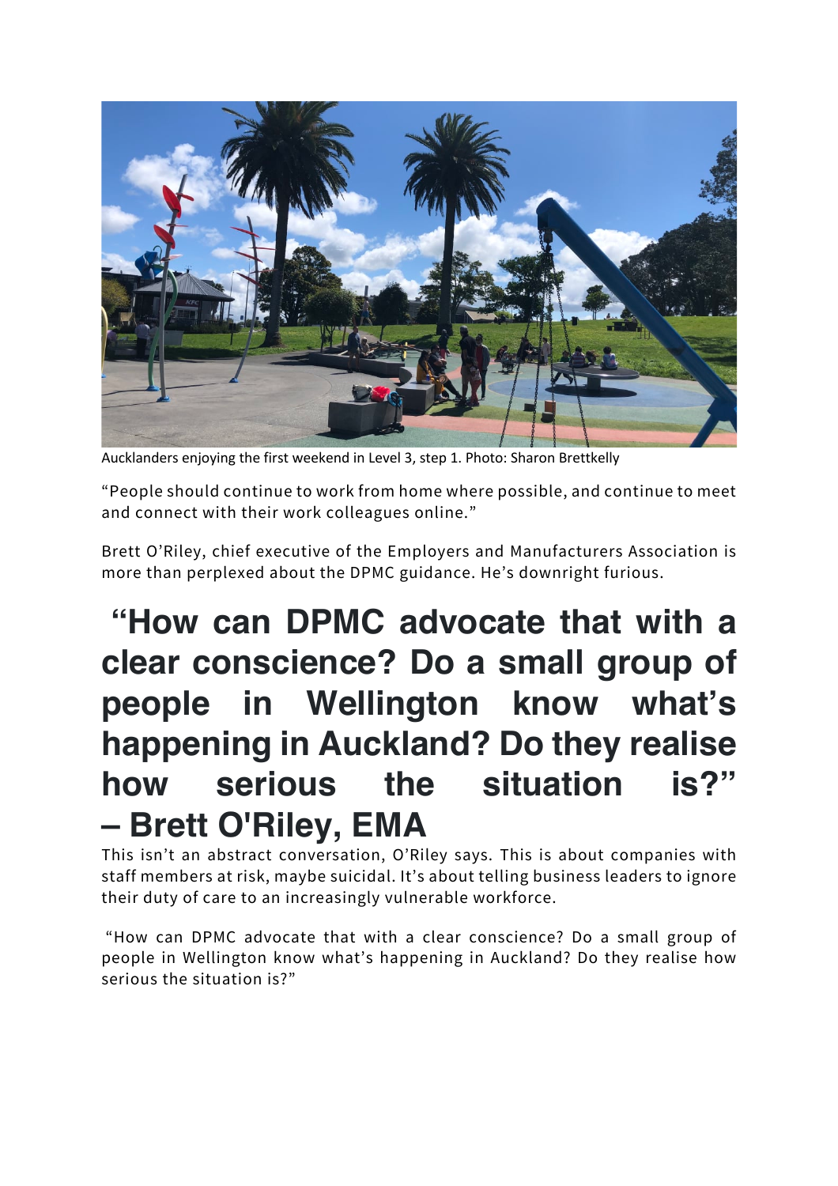Aucklanders enjoying the first weekend in Level 3, step 1. Photo: Sharon Brettkelly

"People should continue to work from home where possible, and continue to meet and connect with their work colleagues online."

Brett O'Riley, chief executive of the Employers and Manufacturers Association is more than perplexed about the DPMC guidance. He's downright furious.

## "How can DPMC advocate that with a clear conscience? Do a small group of people in Wellington know what's happening in Auckland? Do they realise how serious the situation is?" – Brett O'Riley, EMA

This isn't an abstract conversation, O'Riley says. This is about companies with staff members at risk, maybe suicidal. It's about telling business leaders to ignore their duty of care to an increasingly vulnerable workforce.

"How can DPMC advocate that with a clear conscience? Do a small group of people in Wellington know what's happening in Auckland? Do they realise how serious the situation is?"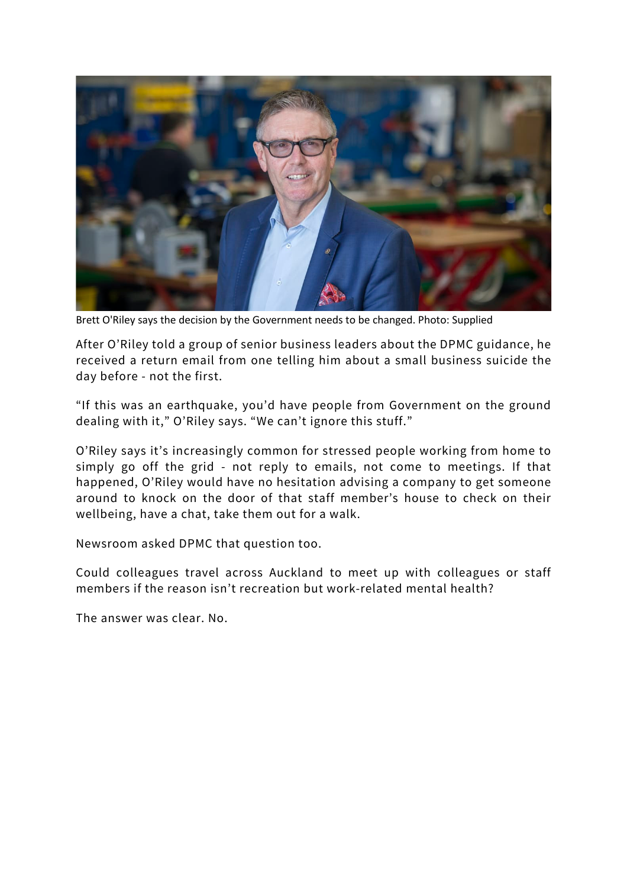Brett O'Riley says the decision by the Government needs to be changed. Photo: Supplied

After O'Riley told a group of senior business leaders about the DPMC guidance, he received a return email from one telling him about a small business suicide the day before - not the first.

"If this was an earthquake, you'd have people from Government on the ground dealing with it," O'Riley says. "We can't ignore this stuff."

O'Riley says it's increasingly common for stressed people working from home to simply go off the grid - not reply to emails, not come to meetings. If that happened, O'Riley would have no hesitation advising a company to get someone around to knock on the door of that staff member's house to check on their wellbeing, have a chat, take them out for a walk.

Newsroom asked DPMC that question too.

Could colleagues travel across Auckland to meet up with colleagues or staff members if the reason isn't recreation but work-related mental health?

The answer was clear. No.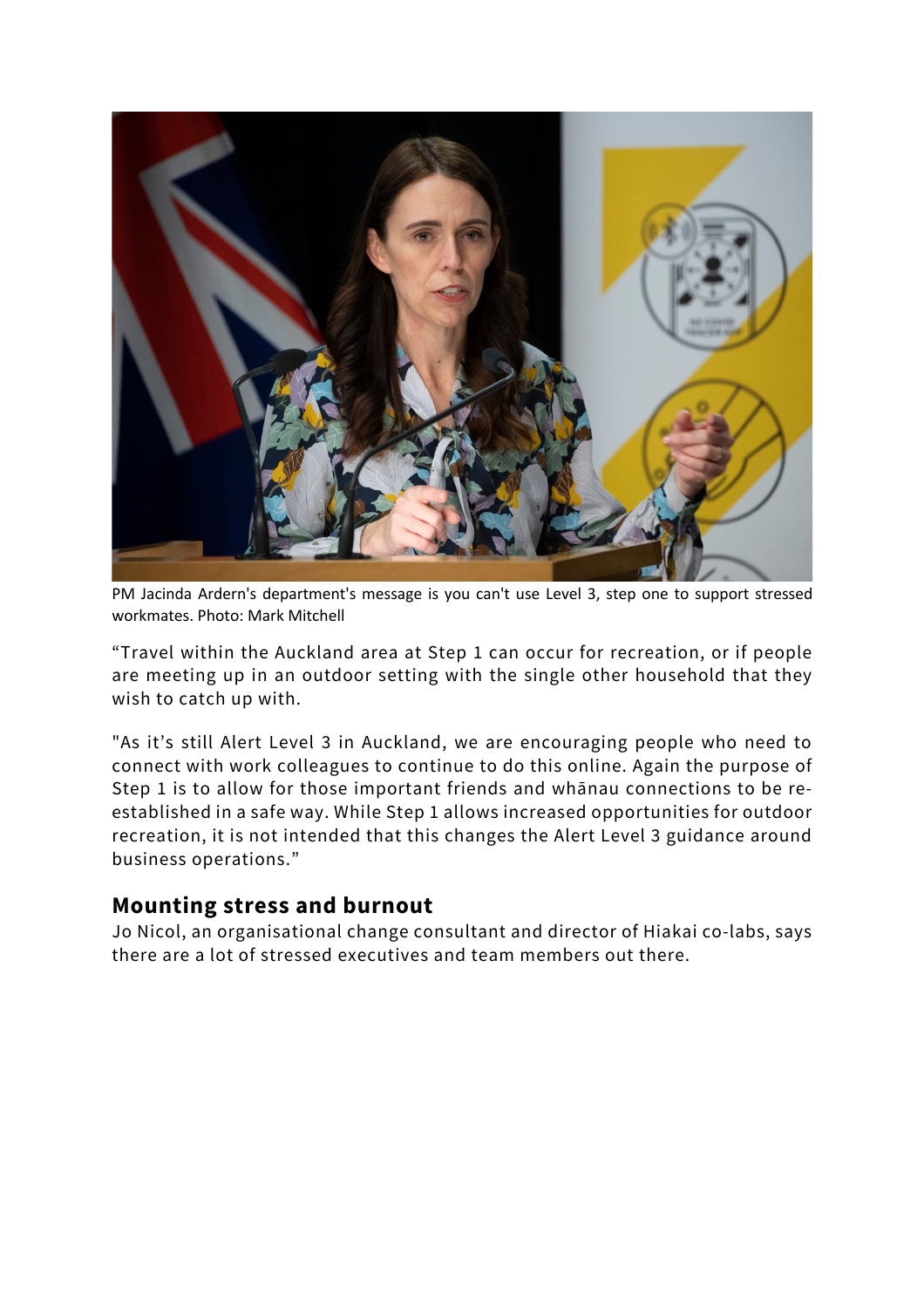PM Jacinda Ardern's department's message is you can't use Level 3, step one to support stressed workmates. Photo: Mark Mitchell

“Travel within the Auckland area at Step 1 can occur for recreation, or if people are meeting up in an outdoor setting with the single other household that they wish to catch up with.

"As it’s still Alert Level 3 in Auckland, we are encouraging people who need to connect with work colleagues to continue to do this online. Again the purpose of Step 1 is to allow for those important friends and whānau connections to be re-established in a safe way. While Step 1 allows increased opportunities for outdoor recreation, it is not intended that this changes the Alert Level 3 guidance around business operations.”

## Mounting stress and burnout

Jo Nicol, an organisational change consultant and director of Hiakai co-labs, says there are a lot of stressed executives and team members out there.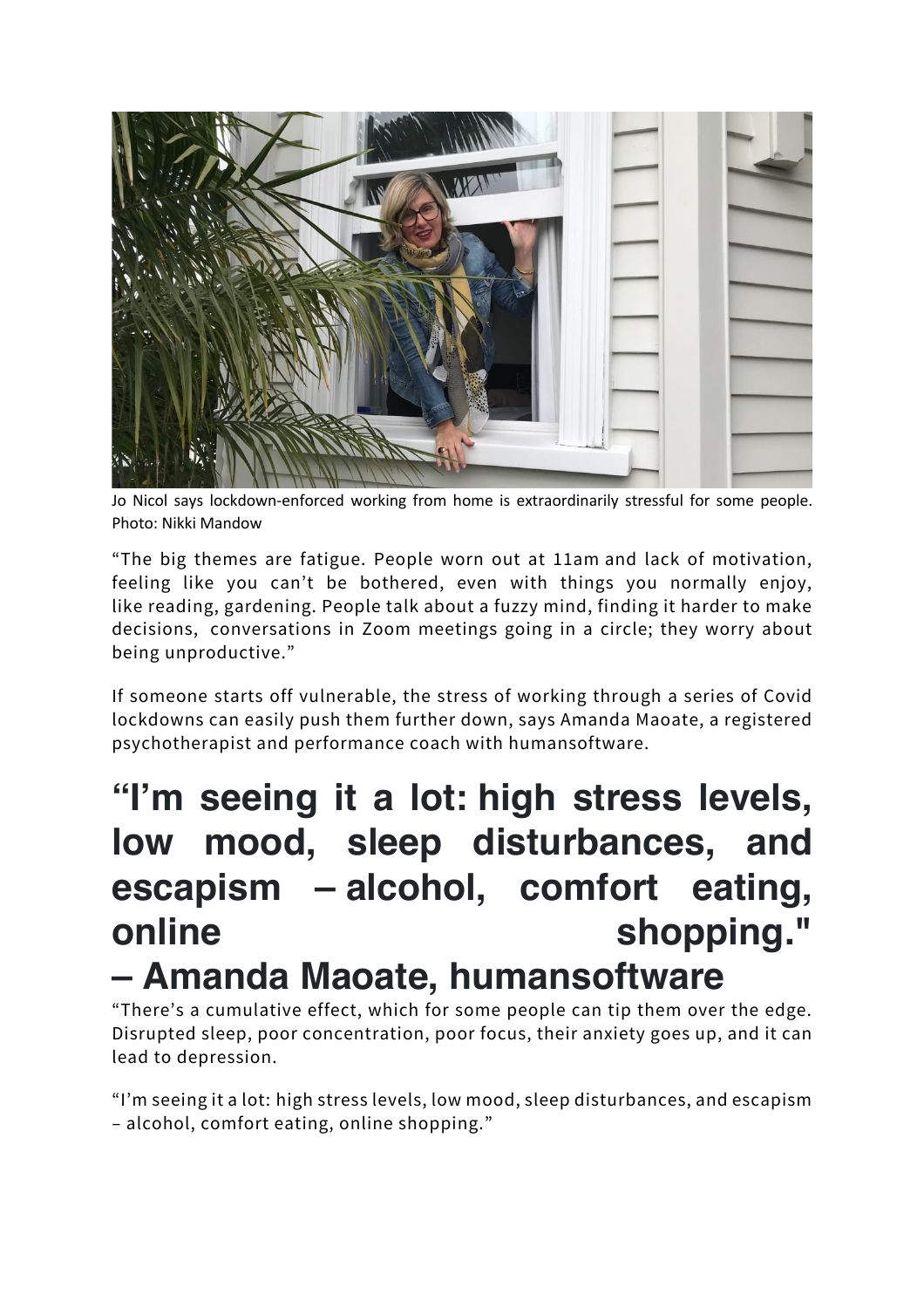Jo Nicol says lockdown-enforced working from home is extraordinarily stressful for some people. Photo: Nikki Mandow

"The big themes are fatigue. People worn out at 11am and lack of motivation, feeling like you can't be bothered, even with things you normally enjoy, like reading, gardening. People talk about a fuzzy mind, finding it harder to make decisions, conversations in Zoom meetings going in a circle; they worry about being unproductive."

If someone starts off vulnerable, the stress of working through a series of Covid lockdowns can easily push them further down, says Amanda Maoate, a registered psychotherapist and performance coach with humansoftware.

# "I'm seeing it a lot: high stress levels, low mood, sleep disturbances, and escapism – alcohol, comfort eating, online shopping." – Amanda Maoate, humansoftware

"There's a cumulative effect, which for some people can tip them over the edge. Disrupted sleep, poor concentration, poor focus, their anxiety goes up, and it can lead to depression.

"I'm seeing it a lot: high stress levels, low mood, sleep disturbances, and escapism – alcohol, comfort eating, online shopping."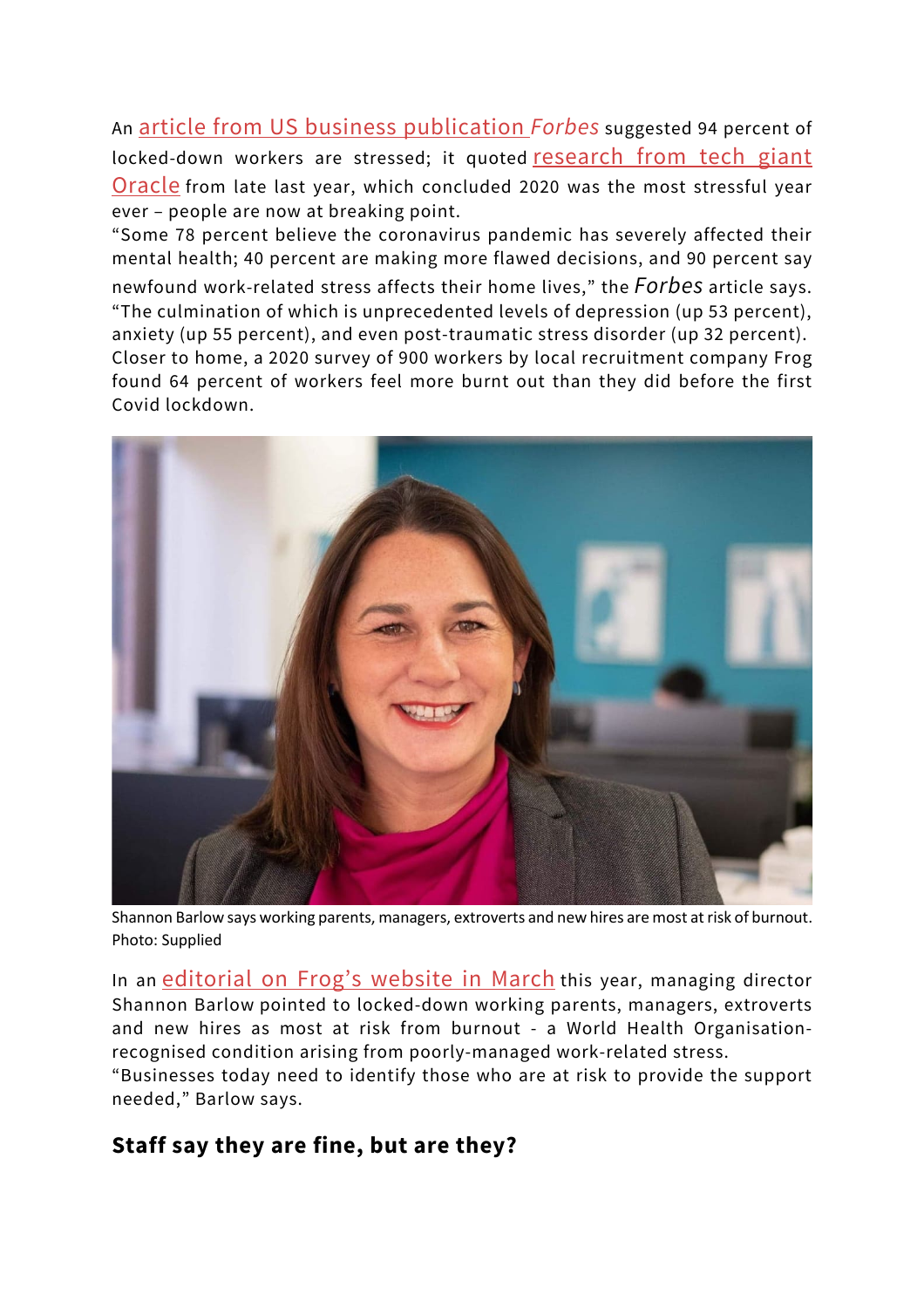An [article from US business publication *Forbes*] suggested 94 percent of locked-down workers are stressed; it quoted [research from tech giant Oracle] from late last year, which concluded 2020 was the most stressful year ever – people are now at breaking point.

“Some 78 percent believe the coronavirus pandemic has severely affected their mental health; 40 percent are making more flawed decisions, and 90 percent say newfound work-related stress affects their home lives,” the *Forbes* article says. “The culmination of which is unprecedented levels of depression (up 53 percent), anxiety (up 55 percent), and even post-traumatic stress disorder (up 32 percent).

Closer to home, a 2020 survey of 900 workers by local recruitment company Frog found 64 percent of workers feel more burnt out than they did before the first Covid lockdown.

Shannon Barlow says working parents, managers, extroverts and new hires are most at risk of burnout. Photo: Supplied

In an [editorial on Frog’s website in March] this year, managing director Shannon Barlow pointed to locked-down working parents, managers, extroverts and new hires as most at risk from burnout - a World Health Organisation-recognised condition arising from poorly-managed work-related stress.

“Businesses today need to identify those who are at risk to provide the support needed,” Barlow says.

## Staff say they are fine, but are they?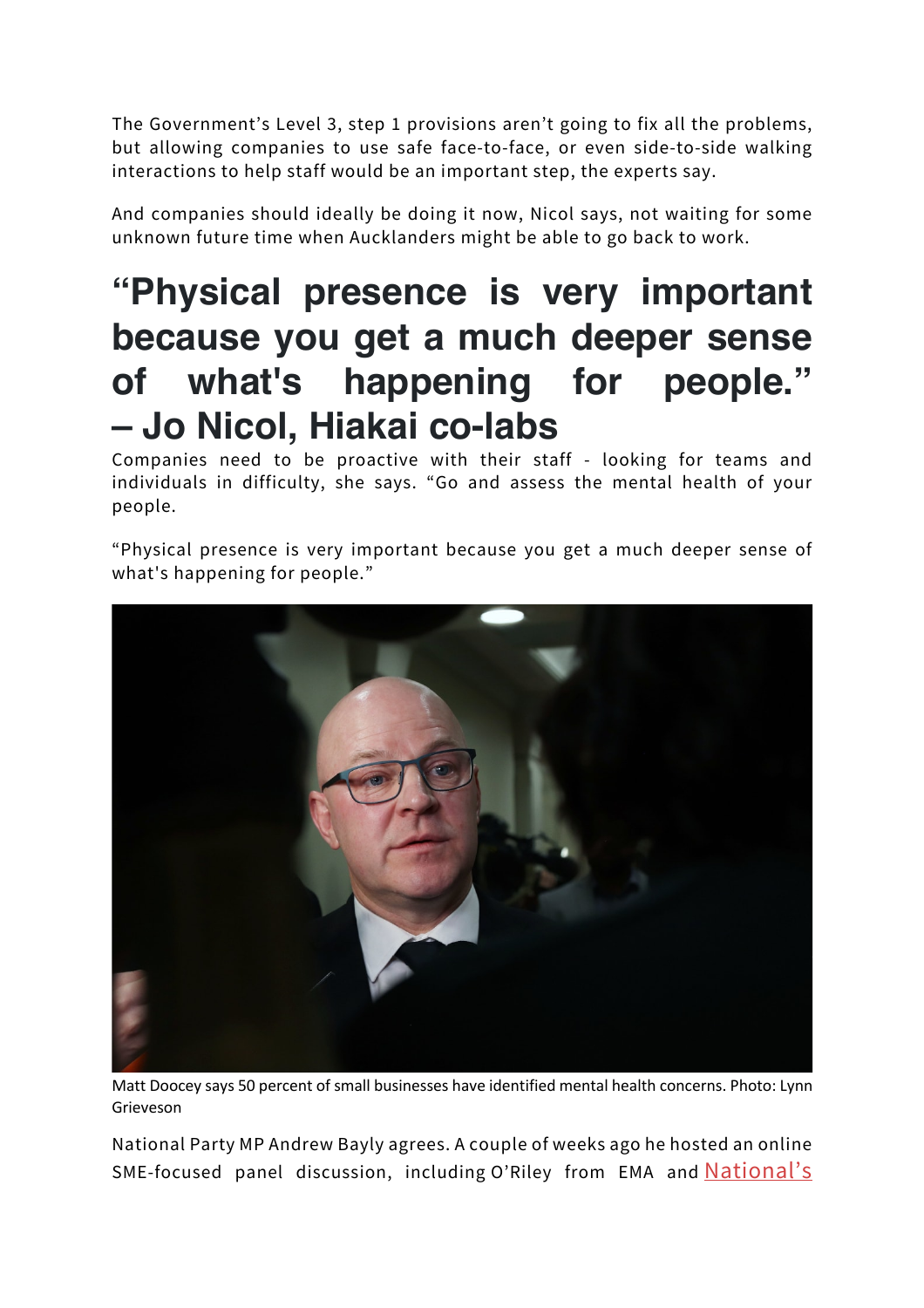The Government's Level 3, step 1 provisions aren't going to fix all the problems, but allowing companies to use safe face-to-face, or even side-to-side walking interactions to help staff would be an important step, the experts say.

And companies should ideally be doing it now, Nicol says, not waiting for some unknown future time when Aucklanders might be able to go back to work.

## "Physical presence is very important because you get a much deeper sense of what's happening for people." – Jo Nicol, Hiakai co-labs

Companies need to be proactive with their staff - looking for teams and individuals in difficulty, she says. "Go and assess the mental health of your people.

"Physical presence is very important because you get a much deeper sense of what's happening for people."

Matt Doocey says 50 percent of small businesses have identified mental health concerns. Photo: Lynn Grieveson

National Party MP Andrew Bayly agrees. A couple of weeks ago he hosted an online SME-focused panel discussion, including O'Riley from EMA and National's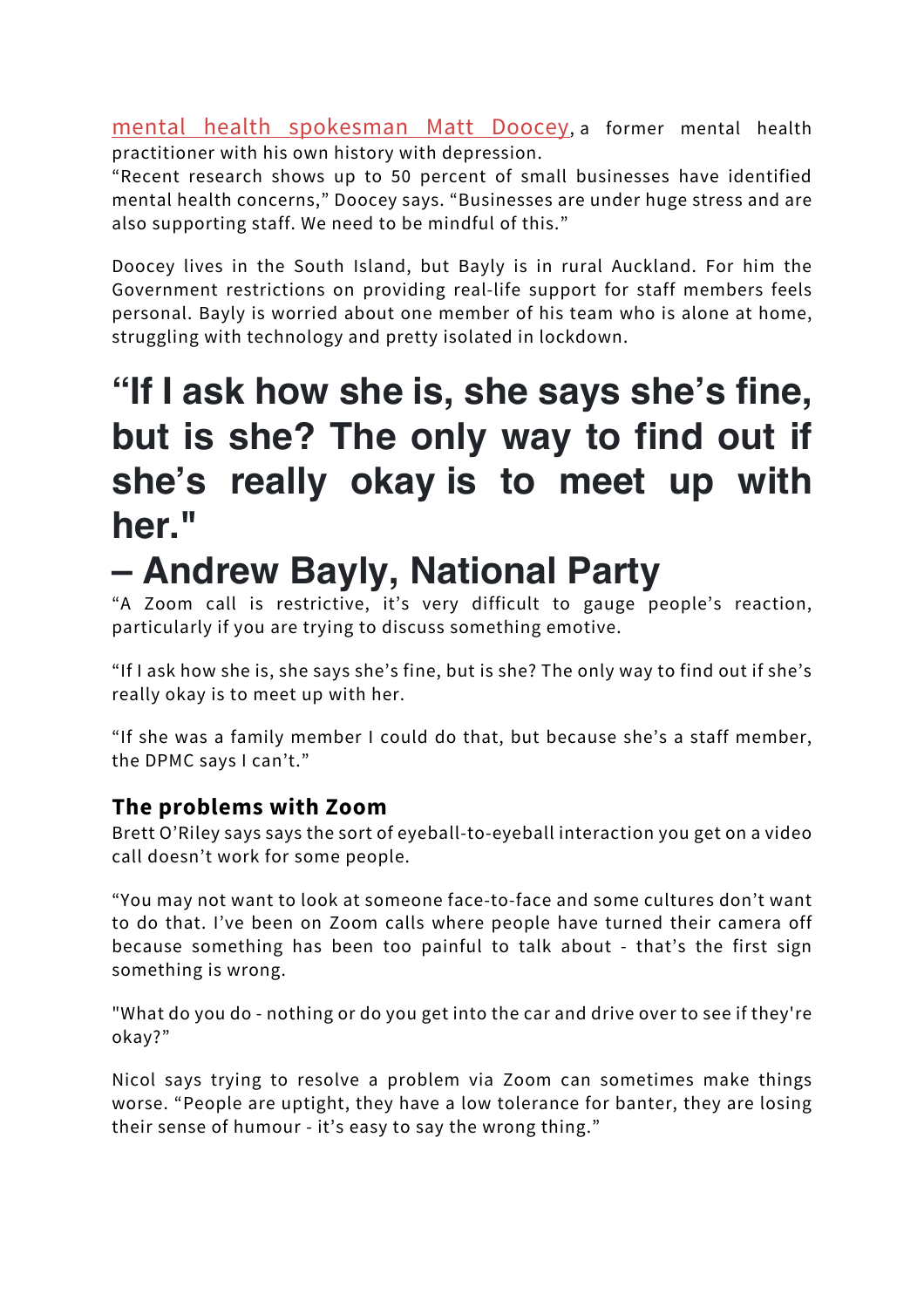mental health spokesman Matt Doocey, a former mental health practitioner with his own history with depression.

"Recent research shows up to 50 percent of small businesses have identified mental health concerns," Doocey says. "Businesses are under huge stress and are also supporting staff. We need to be mindful of this."

Doocey lives in the South Island, but Bayly is in rural Auckland. For him the Government restrictions on providing real-life support for staff members feels personal. Bayly is worried about one member of his team who is alone at home, struggling with technology and pretty isolated in lockdown.

# "If I ask how she is, she says she's fine, but is she? The only way to find out if she's really okay is to meet up with her." – Andrew Bayly, National Party

"A Zoom call is restrictive, it's very difficult to gauge people's reaction, particularly if you are trying to discuss something emotive.

"If I ask how she is, she says she's fine, but is she? The only way to find out if she's really okay is to meet up with her.

"If she was a family member I could do that, but because she's a staff member, the DPMC says I can't."

### The problems with Zoom

Brett O'Riley says says the sort of eyeball-to-eyeball interaction you get on a video call doesn't work for some people.

"You may not want to look at someone face-to-face and some cultures don't want to do that. I've been on Zoom calls where people have turned their camera off because something has been too painful to talk about - that's the first sign something is wrong.

"What do you do - nothing or do you get into the car and drive over to see if they're okay?"

Nicol says trying to resolve a problem via Zoom can sometimes make things worse. "People are uptight, they have a low tolerance for banter, they are losing their sense of humour - it's easy to say the wrong thing."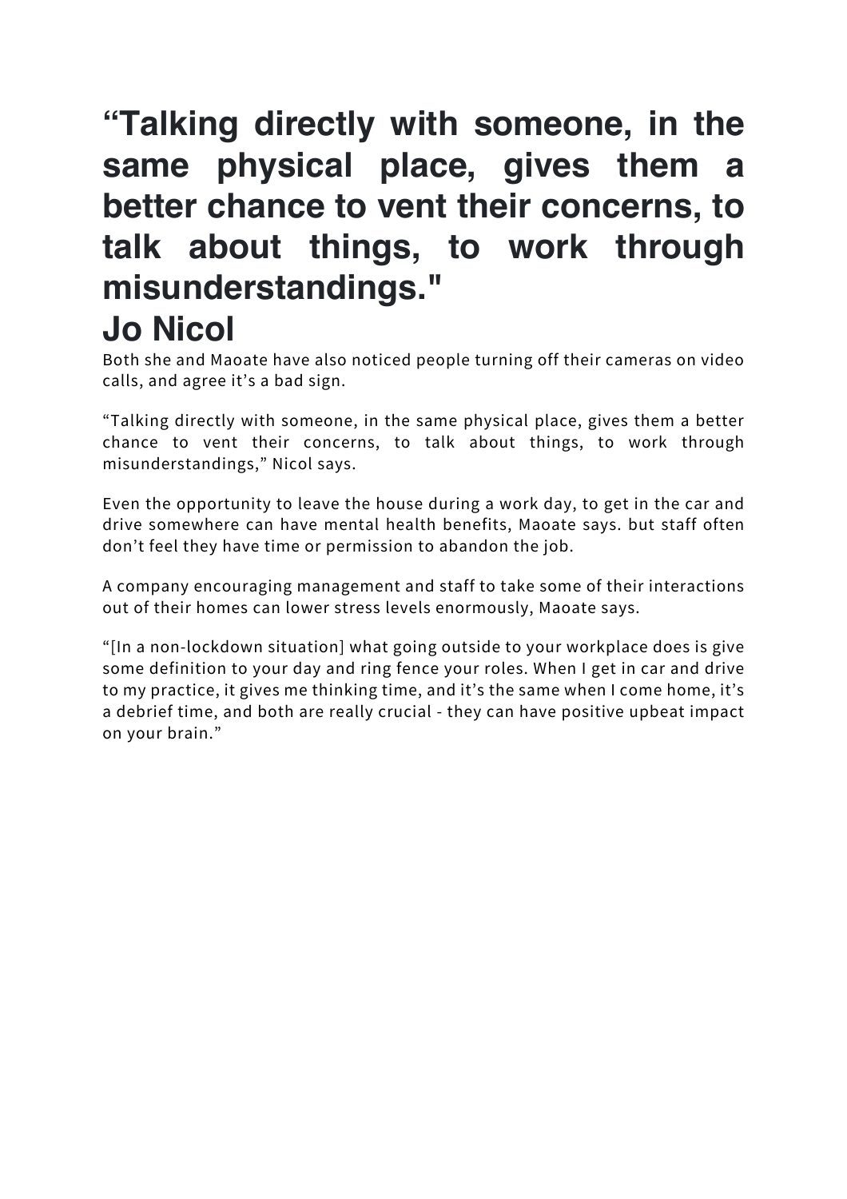## “Talking directly with someone, in the same physical place, gives them a better chance to vent their concerns, to talk about things, to work through misunderstandings."

## Jo Nicol

Both she and Maoate have also noticed people turning off their cameras on video calls, and agree it’s a bad sign.

“Talking directly with someone, in the same physical place, gives them a better chance to vent their concerns, to talk about things, to work through misunderstandings,” Nicol says.

Even the opportunity to leave the house during a work day, to get in the car and drive somewhere can have mental health benefits, Maoate says. but staff often don’t feel they have time or permission to abandon the job.

A company encouraging management and staff to take some of their interactions out of their homes can lower stress levels enormously, Maoate says.

“[In a non-lockdown situation] what going outside to your workplace does is give some definition to your day and ring fence your roles. When I get in car and drive to my practice, it gives me thinking time, and it’s the same when I come home, it’s a debrief time, and both are really crucial - they can have positive upbeat impact on your brain.”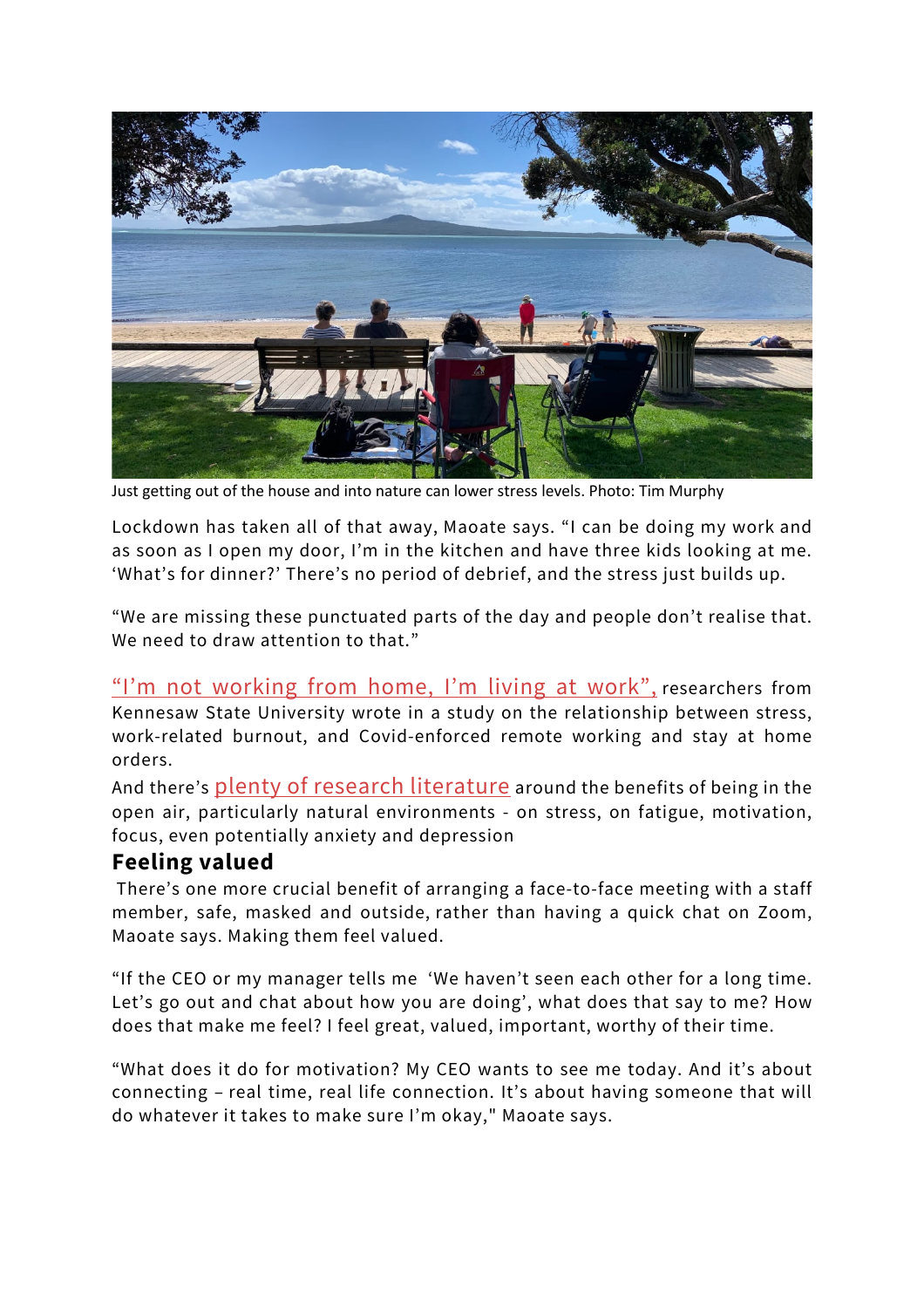Just getting out of the house and into nature can lower stress levels. Photo: Tim Murphy

Lockdown has taken all of that away, Maoate says. "I can be doing my work and as soon as I open my door, I'm in the kitchen and have three kids looking at me. 'What's for dinner?' There's no period of debrief, and the stress just builds up.

"We are missing these punctuated parts of the day and people don't realise that. We need to draw attention to that."

"I'm not working from home, I'm living at work", researchers from Kennesaw State University wrote in a study on the relationship between stress, work-related burnout, and Covid-enforced remote working and stay at home orders.

And there's plenty of research literature around the benefits of being in the open air, particularly natural environments - on stress, on fatigue, motivation, focus, even potentially anxiety and depression

## Feeling valued

There's one more crucial benefit of arranging a face-to-face meeting with a staff member, safe, masked and outside, rather than having a quick chat on Zoom, Maoate says. Making them feel valued.

"If the CEO or my manager tells me 'We haven't seen each other for a long time. Let's go out and chat about how you are doing', what does that say to me? How does that make me feel? I feel great, valued, important, worthy of their time.

"What does it do for motivation? My CEO wants to see me today. And it's about connecting – real time, real life connection. It's about having someone that will do whatever it takes to make sure I'm okay," Maoate says.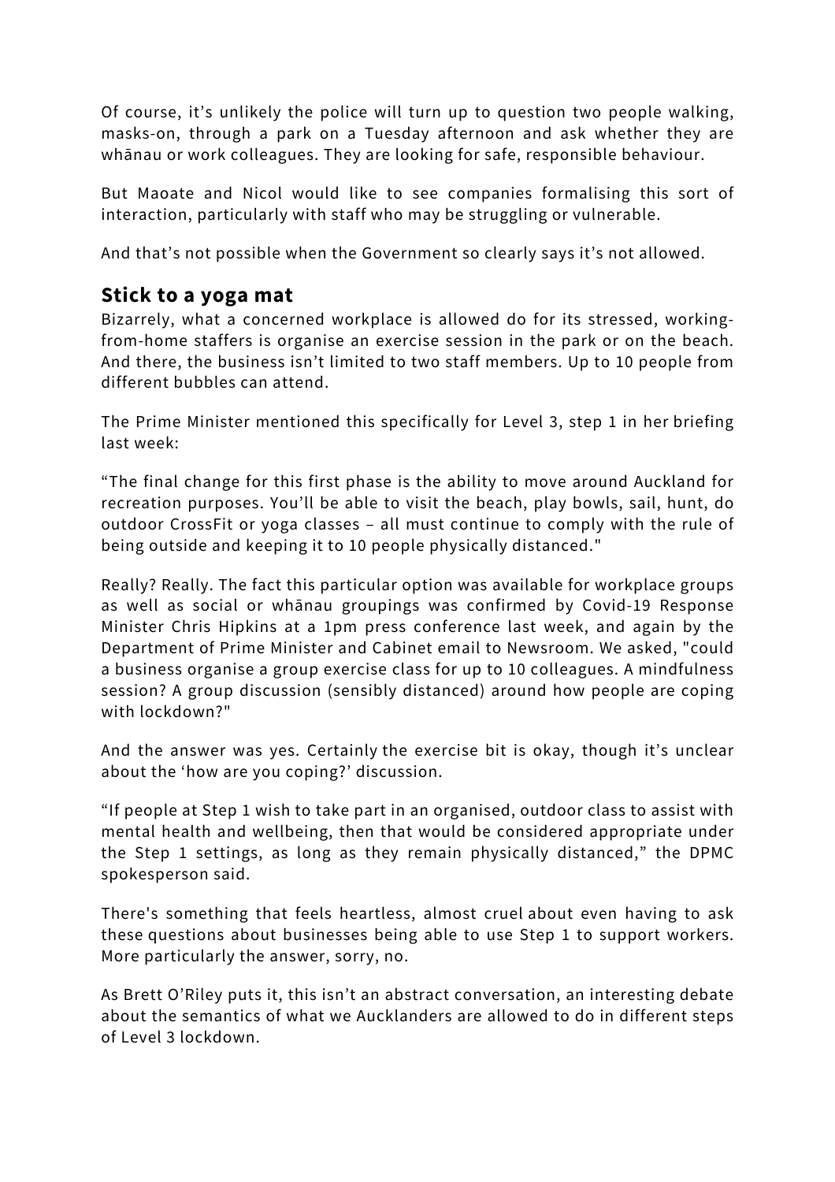Of course, it's unlikely the police will turn up to question two people walking, masks-on, through a park on a Tuesday afternoon and ask whether they are whānau or work colleagues. They are looking for safe, responsible behaviour.

But Maoate and Nicol would like to see companies formalising this sort of interaction, particularly with staff who may be struggling or vulnerable.

And that's not possible when the Government so clearly says it's not allowed.

## Stick to a yoga mat

Bizarrely, what a concerned workplace is allowed do for its stressed, working-from-home staffers is organise an exercise session in the park or on the beach. And there, the business isn't limited to two staff members. Up to 10 people from different bubbles can attend.

The Prime Minister mentioned this specifically for Level 3, step 1 in her briefing last week:

"The final change for this first phase is the ability to move around Auckland for recreation purposes. You'll be able to visit the beach, play bowls, sail, hunt, do outdoor CrossFit or yoga classes – all must continue to comply with the rule of being outside and keeping it to 10 people physically distanced."

Really? Really. The fact this particular option was available for workplace groups as well as social or whānau groupings was confirmed by Covid-19 Response Minister Chris Hipkins at a 1pm press conference last week, and again by the Department of Prime Minister and Cabinet email to Newsroom. We asked, "could a business organise a group exercise class for up to 10 colleagues. A mindfulness session? A group discussion (sensibly distanced) around how people are coping with lockdown?"

And the answer was yes. Certainly the exercise bit is okay, though it's unclear about the 'how are you coping?' discussion.

"If people at Step 1 wish to take part in an organised, outdoor class to assist with mental health and wellbeing, then that would be considered appropriate under the Step 1 settings, as long as they remain physically distanced," the DPMC spokesperson said.

There's something that feels heartless, almost cruel about even having to ask these questions about businesses being able to use Step 1 to support workers. More particularly the answer, sorry, no.

As Brett O'Riley puts it, this isn't an abstract conversation, an interesting debate about the semantics of what we Aucklanders are allowed to do in different steps of Level 3 lockdown.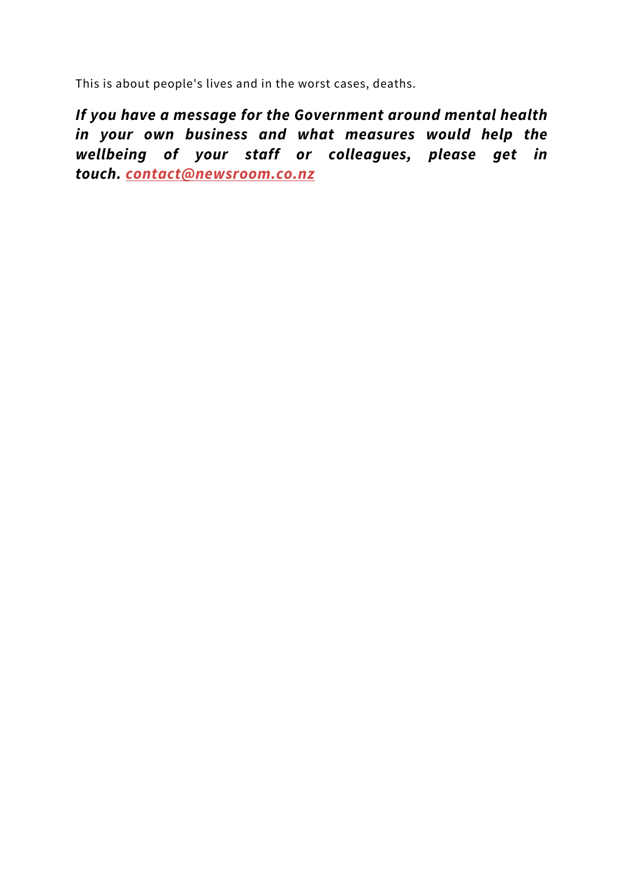This is about people's lives and in the worst cases, deaths.

***If you have a message for the Government around mental health in your own business and what measures would help the wellbeing of your staff or colleagues, please get in touch. [contact@newsroom.co.nz](mailto:contact@newsroom.co.nz)***